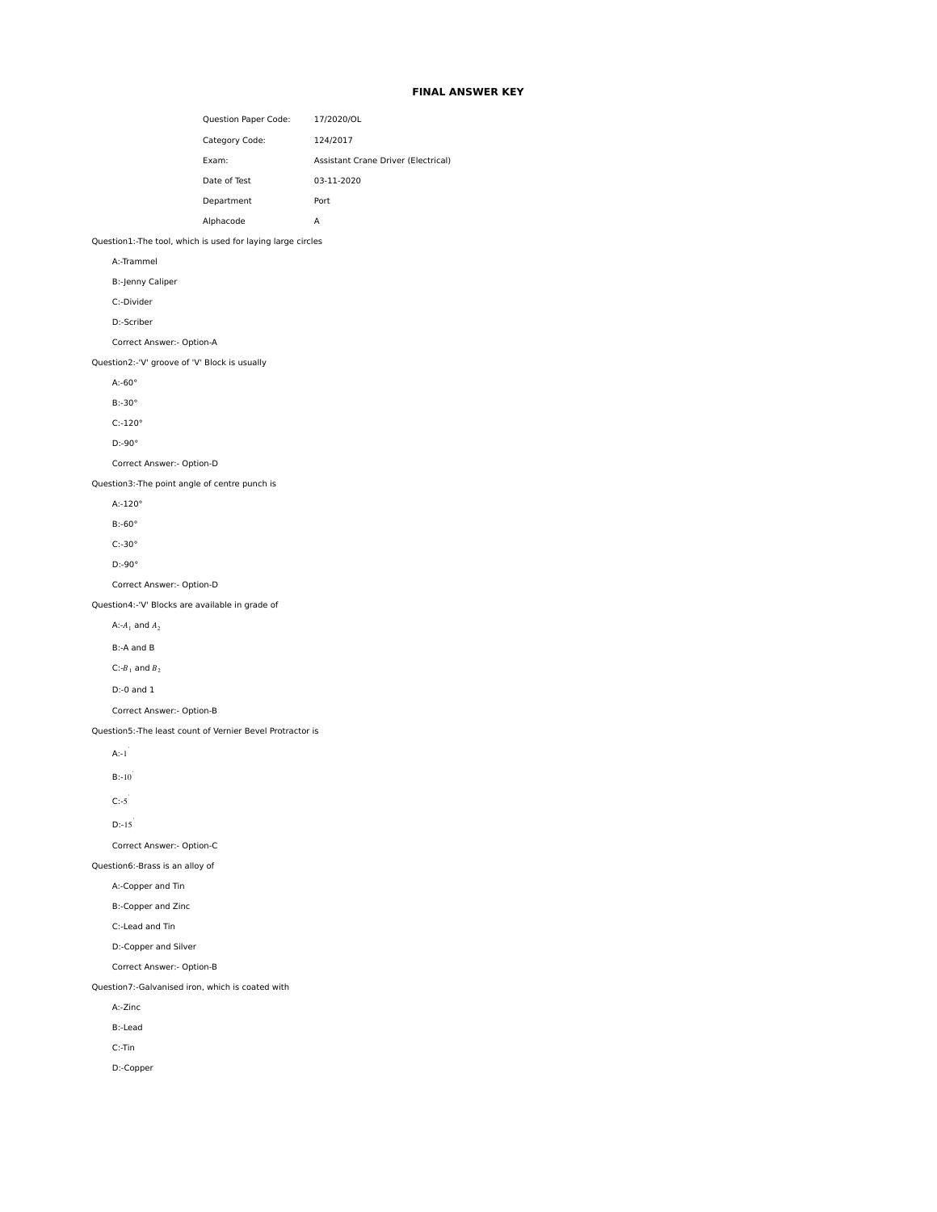# FINAL ANSWER KEY

| | |
|---|---|
| Question Paper Code: | 17/2020/OL |
| Category Code: | 124/2017 |
| Exam: | Assistant Crane Driver (Electrical) |
| Date of Test | 03-11-2020 |
| Department | Port |
| Alphacode | A |

Question1:-The tool, which is used for laying large circles

A:-Trammel

B:-Jenny Caliper

C:-Divider

D:-Scriber

Correct Answer:- Option-A

Question2:-'V' groove of 'V' Block is usually

A:-60°

B:-30°

C:-120°

D:-90°

Correct Answer:- Option-D

Question3:-The point angle of centre punch is

A:-120°

B:-60°

C:-30°

D:-90°

Correct Answer:- Option-D

Question4:-'V' Blocks are available in grade of

A:-$A_1$ and $A_2$

B:-A and B

C:-$B_1$ and $B_2$

D:-0 and 1

Correct Answer:- Option-B

Question5:-The least count of Vernier Bevel Protractor is

A:-$1'$

B:-$10'$

C:-$5'$

D:-$15'$

Correct Answer:- Option-C

Question6:-Brass is an alloy of

A:-Copper and Tin

B:-Copper and Zinc

C:-Lead and Tin

D:-Copper and Silver

Correct Answer:- Option-B

Question7:-Galvanised iron, which is coated with

A:-Zinc

B:-Lead

C:-Tin

D:-Copper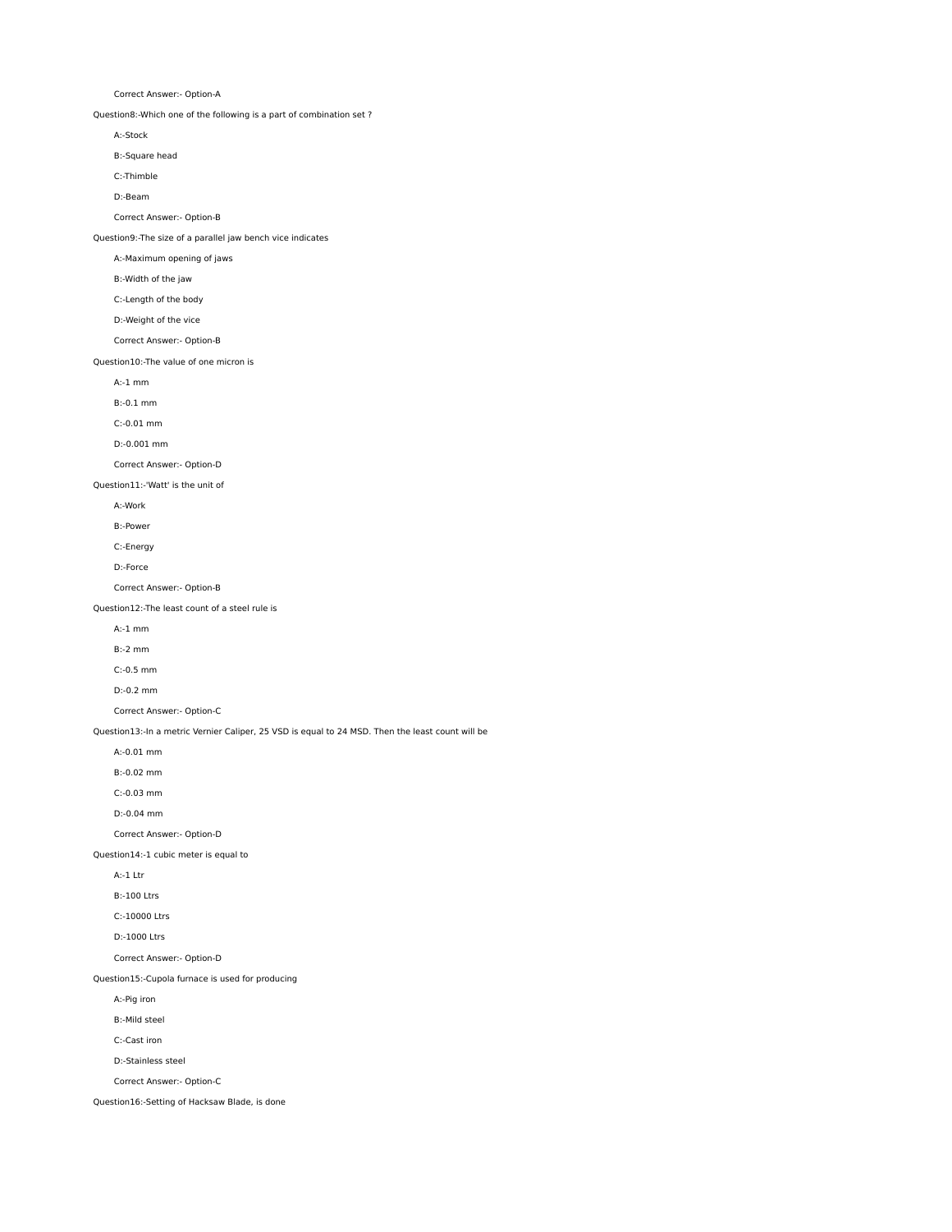Correct Answer:- Option-A

Question8:-Which one of the following is a part of combination set ?

A:-Stock

B:-Square head

C:-Thimble

D:-Beam

Correct Answer:- Option-B

Question9:-The size of a parallel jaw bench vice indicates

A:-Maximum opening of jaws

B:-Width of the jaw

C:-Length of the body

D:-Weight of the vice

Correct Answer:- Option-B

Question10:-The value of one micron is

A:-1 mm

B:-0.1 mm

C:-0.01 mm

D:-0.001 mm

Correct Answer:- Option-D

Question11:-'Watt' is the unit of

A:-Work

B:-Power

C:-Energy

D:-Force

Correct Answer:- Option-B

Question12:-The least count of a steel rule is

A:-1 mm

B:-2 mm

C:-0.5 mm

D:-0.2 mm

Correct Answer:- Option-C

Question13:-In a metric Vernier Caliper, 25 VSD is equal to 24 MSD. Then the least count will be

A:-0.01 mm

B:-0.02 mm

C:-0.03 mm

D:-0.04 mm

Correct Answer:- Option-D

Question14:-1 cubic meter is equal to

A:-1 Ltr

B:-100 Ltrs

C:-10000 Ltrs

D:-1000 Ltrs

Correct Answer:- Option-D

Question15:-Cupola furnace is used for producing

A:-Pig iron

B:-Mild steel

C:-Cast iron

D:-Stainless steel

Correct Answer:- Option-C

Question16:-Setting of Hacksaw Blade, is done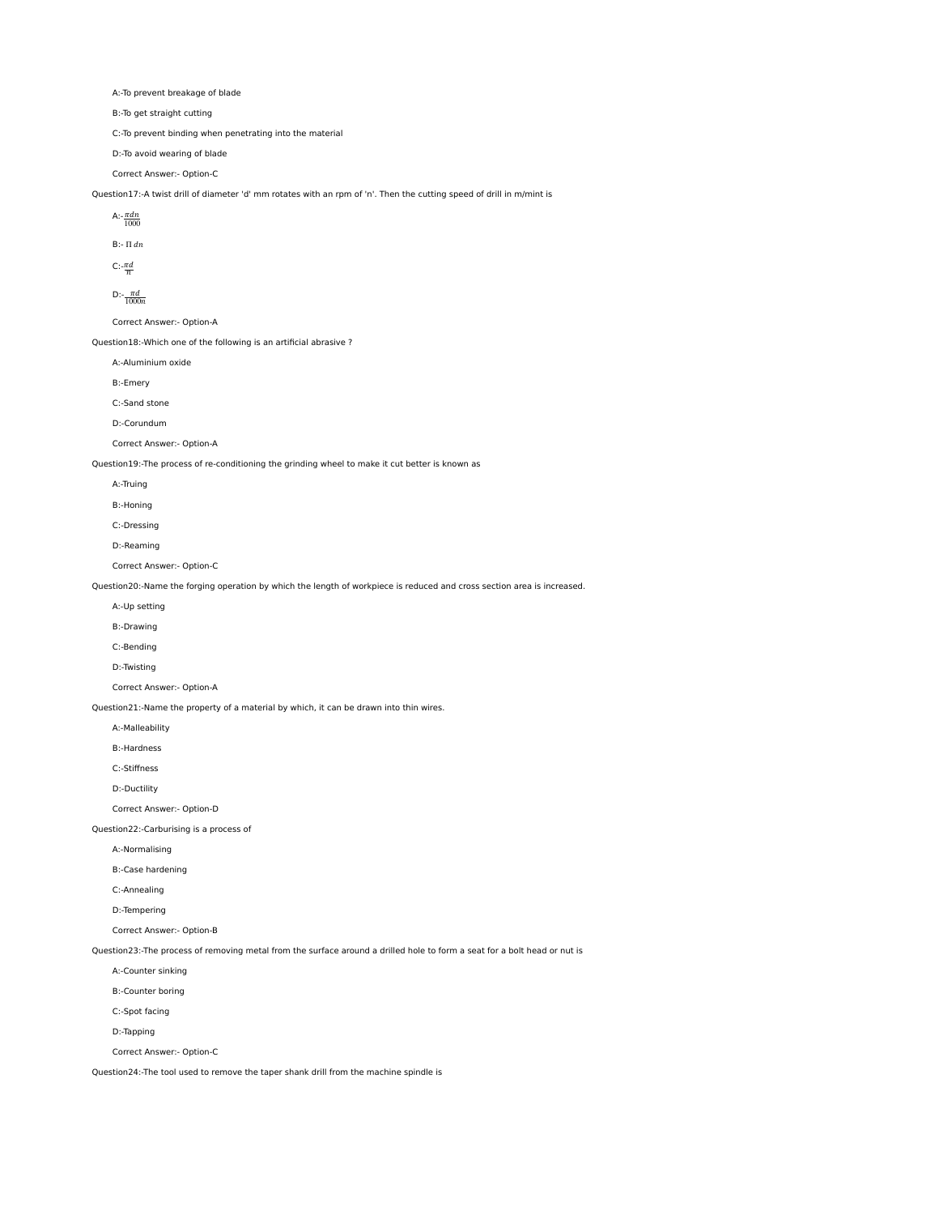A:-To prevent breakage of blade

B:-To get straight cutting

C:-To prevent binding when penetrating into the material

D:-To avoid wearing of blade

Correct Answer:- Option-C

Question17:-A twist drill of diameter 'd' mm rotates with an rpm of 'n'. Then the cutting speed of drill in m/mint is

A:-$\frac{\pi dn}{1000}$

B:- $\Pi\, dn$

C:-$\frac{\pi d}{n}$

D:-$\frac{\pi d}{1000n}$

Correct Answer:- Option-A

Question18:-Which one of the following is an artificial abrasive ?

A:-Aluminium oxide

B:-Emery

C:-Sand stone

D:-Corundum

Correct Answer:- Option-A

Question19:-The process of re-conditioning the grinding wheel to make it cut better is known as

A:-Truing

B:-Honing

C:-Dressing

D:-Reaming

Correct Answer:- Option-C

Question20:-Name the forging operation by which the length of workpiece is reduced and cross section area is increased.

A:-Up setting

B:-Drawing

C:-Bending

D:-Twisting

Correct Answer:- Option-A

Question21:-Name the property of a material by which, it can be drawn into thin wires.

A:-Malleability

B:-Hardness

C:-Stiffness

D:-Ductility

Correct Answer:- Option-D

Question22:-Carburising is a process of

A:-Normalising

B:-Case hardening

C:-Annealing

D:-Tempering

Correct Answer:- Option-B

Question23:-The process of removing metal from the surface around a drilled hole to form a seat for a bolt head or nut is

A:-Counter sinking

B:-Counter boring

C:-Spot facing

D:-Tapping

Correct Answer:- Option-C

Question24:-The tool used to remove the taper shank drill from the machine spindle is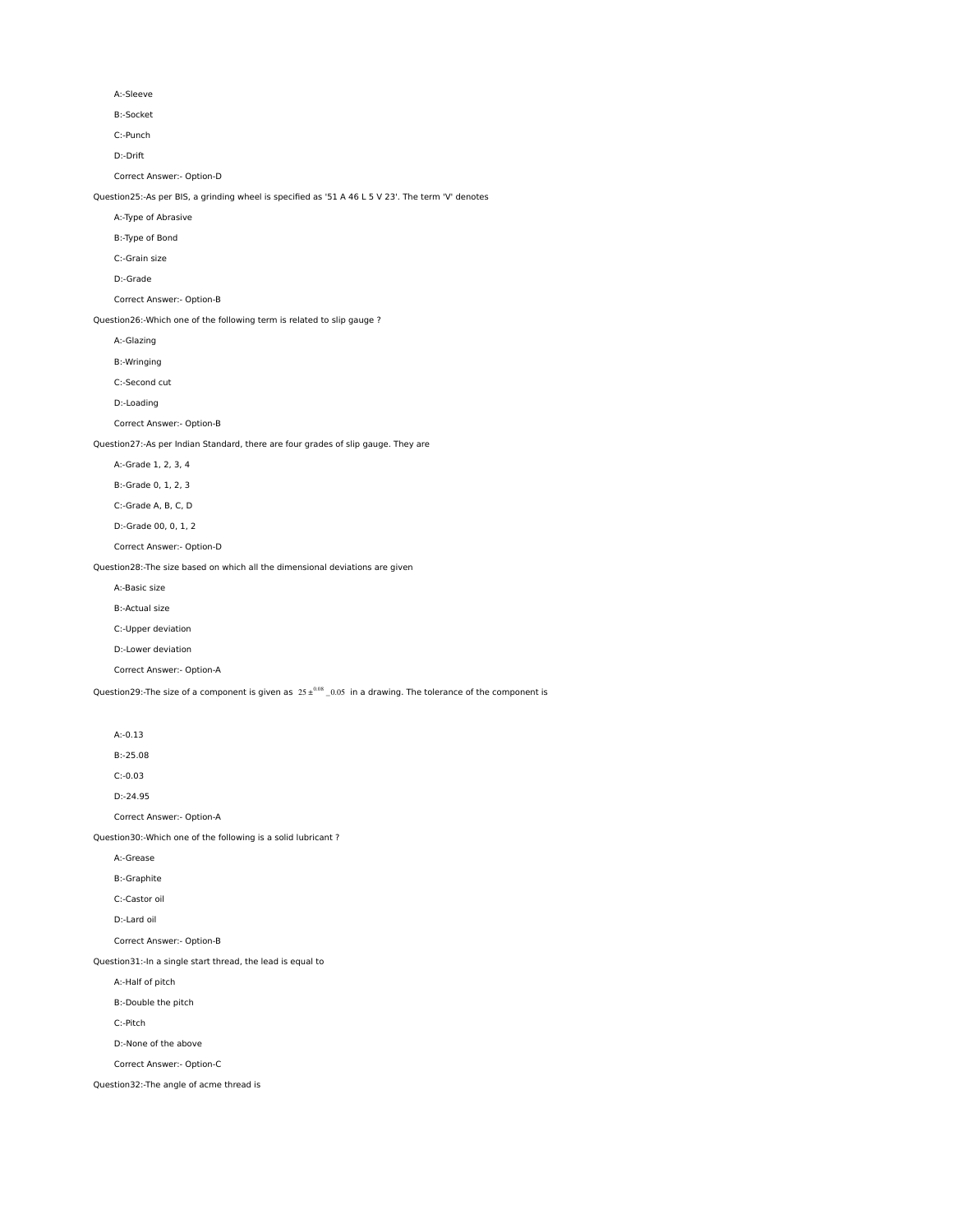A:-Sleeve

B:-Socket

C:-Punch

D:-Drift

Correct Answer:- Option-D

Question25:-As per BIS, a grinding wheel is specified as '51 A 46 L 5 V 23'. The term 'V' denotes

A:-Type of Abrasive

B:-Type of Bond

C:-Grain size

D:-Grade

Correct Answer:- Option-B

Question26:-Which one of the following term is related to slip gauge ?

A:-Glazing

B:-Wringing

C:-Second cut

D:-Loading

Correct Answer:- Option-B

Question27:-As per Indian Standard, there are four grades of slip gauge. They are

A:-Grade 1, 2, 3, 4

B:-Grade 0, 1, 2, 3

C:-Grade A, B, C, D

D:-Grade 00, 0, 1, 2

Correct Answer:- Option-D

Question28:-The size based on which all the dimensional deviations are given

A:-Basic size

B:-Actual size

C:-Upper deviation

D:-Lower deviation

Correct Answer:- Option-A

Question29:-The size of a component is given as $25\pm^{0.08}_{-0.05}$ in a drawing. The tolerance of the component is

A:-0.13

B:-25.08

C:-0.03

D:-24.95

Correct Answer:- Option-A

Question30:-Which one of the following is a solid lubricant ?

A:-Grease

B:-Graphite

C:-Castor oil

D:-Lard oil

Correct Answer:- Option-B

Question31:-In a single start thread, the lead is equal to

A:-Half of pitch

B:-Double the pitch

C:-Pitch

D:-None of the above

Correct Answer:- Option-C

Question32:-The angle of acme thread is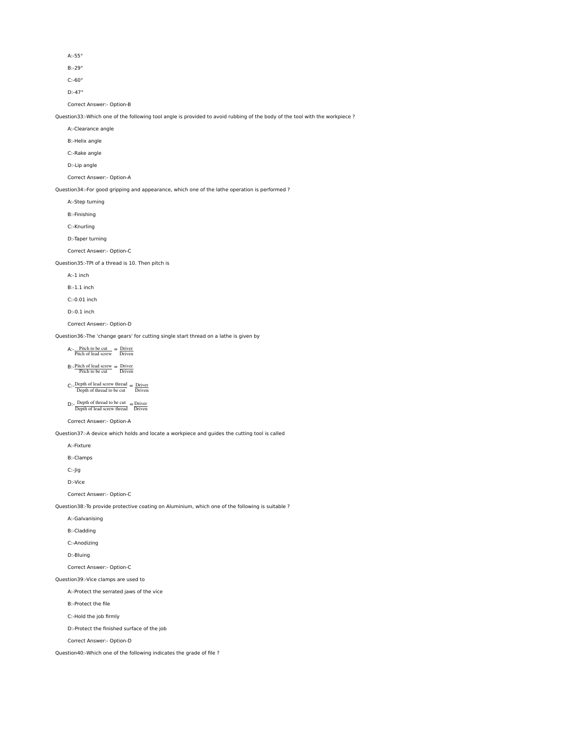A:-55°

B:-29°

C:-60°

D:-47°

Correct Answer:- Option-B

Question33:-Which one of the following tool angle is provided to avoid rubbing of the body of the tool with the workpiece ?

A:-Clearance angle

B:-Helix angle

C:-Rake angle

D:-Lip angle

Correct Answer:- Option-A

Question34:-For good gripping and appearance, which one of the lathe operation is performed ?

A:-Step turning

B:-Finishing

C:-Knurling

D:-Taper turning

Correct Answer:- Option-C

Question35:-TPI of a thread is 10. Then pitch is

A:-1 inch

B:-1.1 inch

C:-0.01 inch

D:-0.1 inch

Correct Answer:- Option-D

Question36:-The 'change gears' for cutting single start thread on a lathe is given by

A:- $\frac{\text{Pitch to be cut}}{\text{Pitch of lead screw}} = \frac{\text{Driver}}{\text{Driven}}$

B:- $\frac{\text{Pitch of lead screw}}{\text{Pitch to be cut}} = \frac{\text{Driver}}{\text{Driven}}$

C:- $\frac{\text{Depth of lead screw thread}}{\text{Depth of thread to be cut}} = \frac{\text{Driver}}{\text{Driven}}$

D:- $\frac{\text{Depth of thread to be cut}}{\text{Depth of lead screw thread}} = \frac{\text{Driver}}{\text{Driven}}$

Correct Answer:- Option-A

Question37:-A device which holds and locate a workpiece and guides the cutting tool is called

A:-Fixture

B:-Clamps

C:-Jig

D:-Vice

Correct Answer:- Option-C

Question38:-To provide protective coating on Aluminium, which one of the following is suitable ?

A:-Galvanising

B:-Cladding

C:-Anodizing

D:-Bluing

Correct Answer:- Option-C

Question39:-Vice clamps are used to

A:-Protect the serrated jaws of the vice

B:-Protect the file

C:-Hold the job firmly

D:-Protect the finished surface of the job

Correct Answer:- Option-D

Question40:-Which one of the following indicates the grade of file ?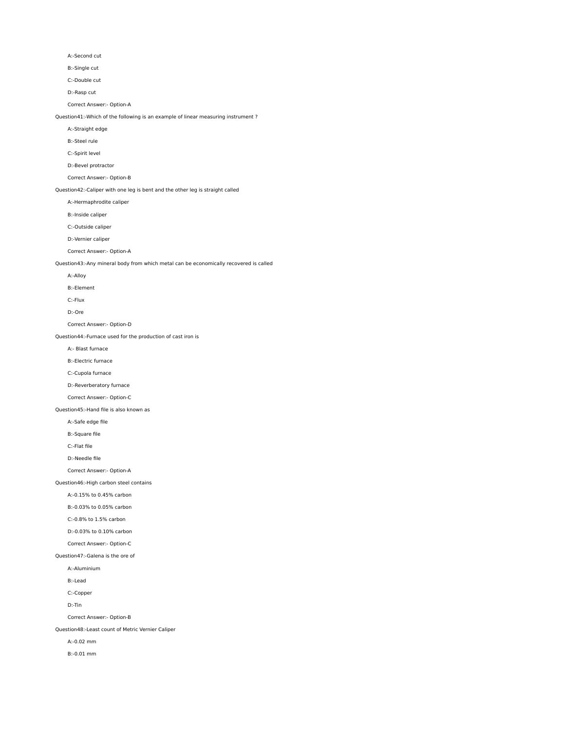A:-Second cut

B:-Single cut

C:-Double cut

D:-Rasp cut

Correct Answer:- Option-A

Question41:-Which of the following is an example of linear measuring instrument ?

A:-Straight edge

B:-Steel rule

C:-Spirit level

D:-Bevel protractor

Correct Answer:- Option-B

Question42:-Caliper with one leg is bent and the other leg is straight called

A:-Hermaphrodite caliper

B:-Inside caliper

C:-Outside caliper

D:-Vernier caliper

Correct Answer:- Option-A

Question43:-Any mineral body from which metal can be economically recovered is called

A:-Alloy

B:-Element

C:-Flux

D:-Ore

Correct Answer:- Option-D

Question44:-Furnace used for the production of cast iron is

A:- Blast furnace

B:-Electric furnace

C:-Cupola furnace

D:-Reverberatory furnace

Correct Answer:- Option-C

Question45:-Hand file is also known as

A:-Safe edge file

B:-Square file

C:-Flat file

D:-Needle file

Correct Answer:- Option-A

Question46:-High carbon steel contains

A:-0.15% to 0.45% carbon

B:-0.03% to 0.05% carbon

C:-0.8% to 1.5% carbon

D:-0.03% to 0.10% carbon

Correct Answer:- Option-C

Question47:-Galena is the ore of

A:-Aluminium

B:-Lead

C:-Copper

D:-Tin

Correct Answer:- Option-B

Question48:-Least count of Metric Vernier Caliper

A:-0.02 mm

B:-0.01 mm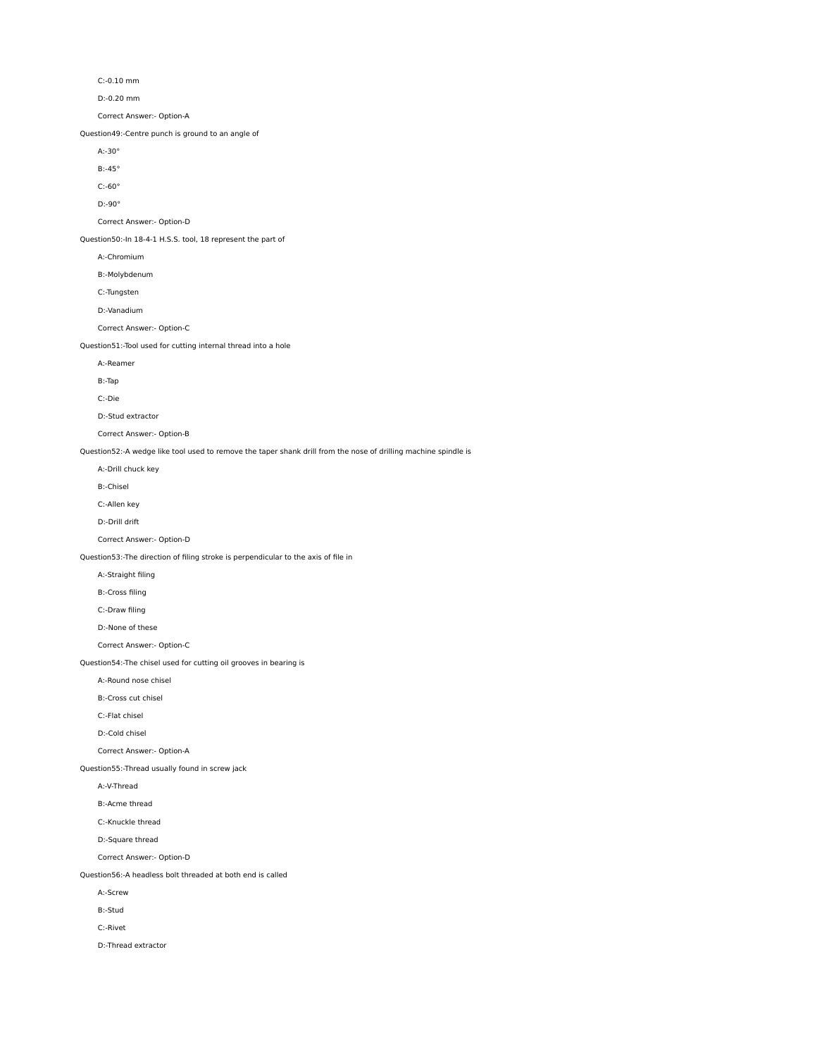C:-0.10 mm

D:-0.20 mm

Correct Answer:- Option-A

Question49:-Centre punch is ground to an angle of

A:-30°

B:-45°

C:-60°

D:-90°

Correct Answer:- Option-D

Question50:-In 18-4-1 H.S.S. tool, 18 represent the part of

A:-Chromium

B:-Molybdenum

C:-Tungsten

D:-Vanadium

Correct Answer:- Option-C

Question51:-Tool used for cutting internal thread into a hole

A:-Reamer

B:-Tap

C:-Die

D:-Stud extractor

Correct Answer:- Option-B

Question52:-A wedge like tool used to remove the taper shank drill from the nose of drilling machine spindle is

A:-Drill chuck key

B:-Chisel

C:-Allen key

D:-Drill drift

Correct Answer:- Option-D

Question53:-The direction of filing stroke is perpendicular to the axis of file in

A:-Straight filing

B:-Cross filing

C:-Draw filing

D:-None of these

Correct Answer:- Option-C

Question54:-The chisel used for cutting oil grooves in bearing is

A:-Round nose chisel

B:-Cross cut chisel

C:-Flat chisel

D:-Cold chisel

Correct Answer:- Option-A

Question55:-Thread usually found in screw jack

A:-V-Thread

B:-Acme thread

C:-Knuckle thread

D:-Square thread

Correct Answer:- Option-D

Question56:-A headless bolt threaded at both end is called

A:-Screw

B:-Stud

C:-Rivet

D:-Thread extractor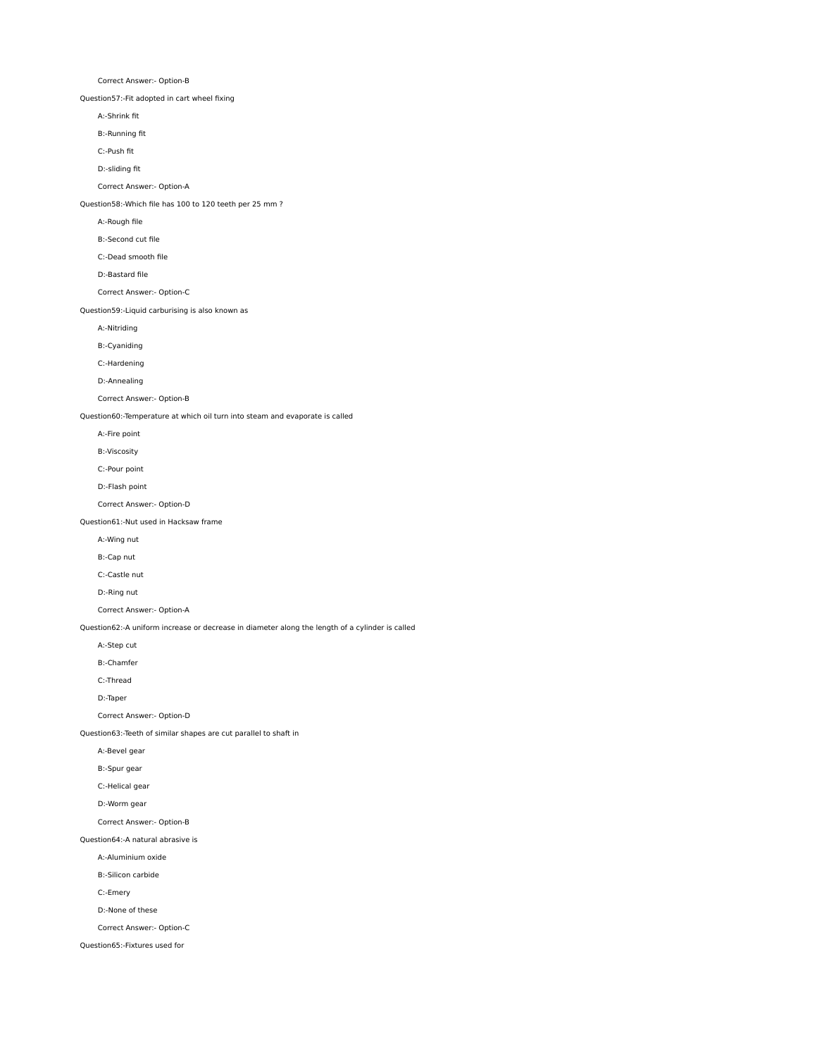Correct Answer:- Option-B

Question57:-Fit adopted in cart wheel fixing

A:-Shrink fit

B:-Running fit

C:-Push fit

D:-sliding fit

Correct Answer:- Option-A

Question58:-Which file has 100 to 120 teeth per 25 mm ?

A:-Rough file

B:-Second cut file

C:-Dead smooth file

D:-Bastard file

Correct Answer:- Option-C

Question59:-Liquid carburising is also known as

A:-Nitriding

B:-Cyaniding

C:-Hardening

D:-Annealing

Correct Answer:- Option-B

Question60:-Temperature at which oil turn into steam and evaporate is called

A:-Fire point

B:-Viscosity

C:-Pour point

D:-Flash point

Correct Answer:- Option-D

Question61:-Nut used in Hacksaw frame

A:-Wing nut

B:-Cap nut

C:-Castle nut

D:-Ring nut

Correct Answer:- Option-A

Question62:-A uniform increase or decrease in diameter along the length of a cylinder is called

A:-Step cut

B:-Chamfer

C:-Thread

D:-Taper

Correct Answer:- Option-D

Question63:-Teeth of similar shapes are cut parallel to shaft in

A:-Bevel gear

B:-Spur gear

C:-Helical gear

D:-Worm gear

Correct Answer:- Option-B

Question64:-A natural abrasive is

A:-Aluminium oxide

B:-Silicon carbide

C:-Emery

D:-None of these

Correct Answer:- Option-C

Question65:-Fixtures used for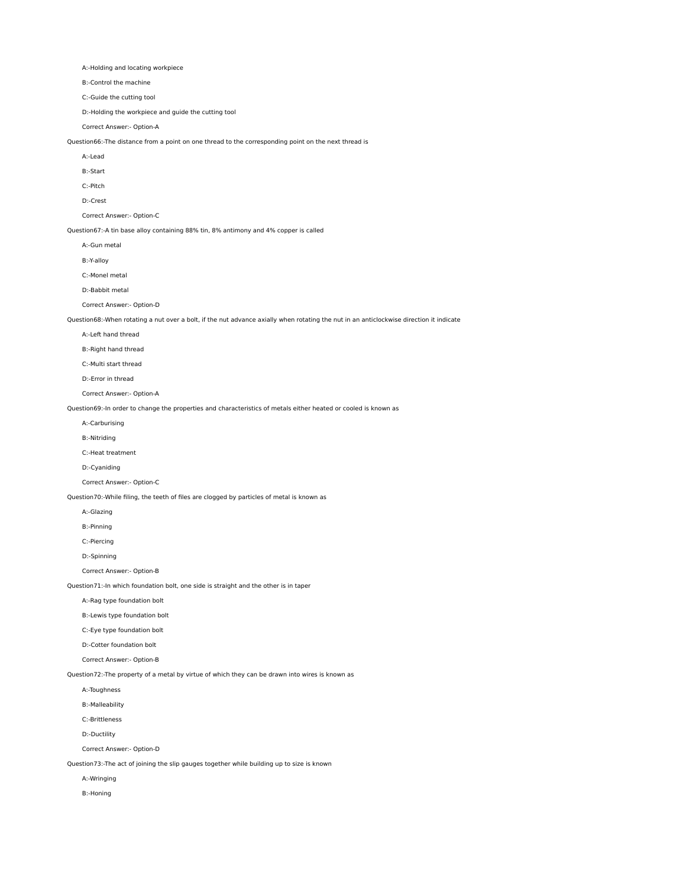A:-Holding and locating workpiece

B:-Control the machine

C:-Guide the cutting tool

D:-Holding the workpiece and guide the cutting tool

Correct Answer:- Option-A

Question66:-The distance from a point on one thread to the corresponding point on the next thread is

A:-Lead

B:-Start

C:-Pitch

D:-Crest

Correct Answer:- Option-C

Question67:-A tin base alloy containing 88% tin, 8% antimony and 4% copper is called

A:-Gun metal

B:-Y-alloy

C:-Monel metal

D:-Babbit metal

Correct Answer:- Option-D

Question68:-When rotating a nut over a bolt, if the nut advance axially when rotating the nut in an anticlockwise direction it indicate

A:-Left hand thread

B:-Right hand thread

C:-Multi start thread

D:-Error in thread

Correct Answer:- Option-A

Question69:-In order to change the properties and characteristics of metals either heated or cooled is known as

A:-Carburising

B:-Nitriding

C:-Heat treatment

D:-Cyaniding

Correct Answer:- Option-C

Question70:-While filing, the teeth of files are clogged by particles of metal is known as

A:-Glazing

B:-Pinning

C:-Piercing

D:-Spinning

Correct Answer:- Option-B

Question71:-In which foundation bolt, one side is straight and the other is in taper

A:-Rag type foundation bolt

B:-Lewis type foundation bolt

C:-Eye type foundation bolt

D:-Cotter foundation bolt

Correct Answer:- Option-B

Question72:-The property of a metal by virtue of which they can be drawn into wires is known as

A:-Toughness

B:-Malleability

C:-Brittleness

D:-Ductility

Correct Answer:- Option-D

Question73:-The act of joining the slip gauges together while building up to size is known

A:-Wringing

B:-Honing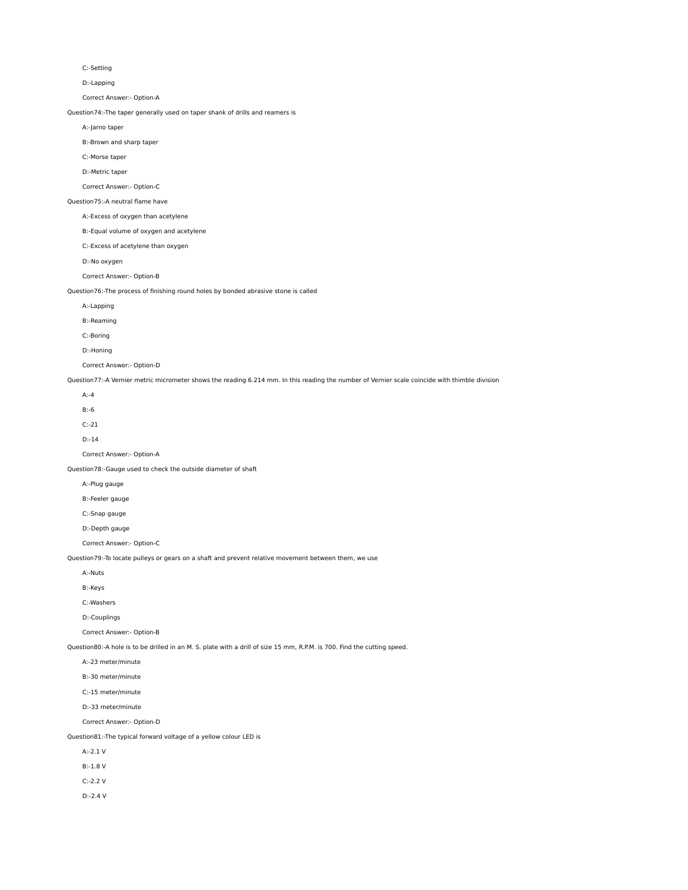C:-Setting

D:-Lapping

Correct Answer:- Option-A

Question74:-The taper generally used on taper shank of drills and reamers is

A:-Jarno taper

B:-Brown and sharp taper

C:-Morse taper

D:-Metric taper

Correct Answer:- Option-C

Question75:-A neutral flame have

A:-Excess of oxygen than acetylene

B:-Equal volume of oxygen and acetylene

C:-Excess of acetylene than oxygen

D:-No oxygen

Correct Answer:- Option-B

Question76:-The process of finishing round holes by bonded abrasive stone is called

A:-Lapping

B:-Reaming

C:-Boring

D:-Honing

Correct Answer:- Option-D

Question77:-A Vernier metric micrometer shows the reading 6.214 mm. In this reading the number of Vernier scale coincide with thimble division

A:-4

B:-6

C:-21

D:-14

Correct Answer:- Option-A

Question78:-Gauge used to check the outside diameter of shaft

A:-Plug gauge

B:-Feeler gauge

C:-Snap gauge

D:-Depth gauge

Correct Answer:- Option-C

Question79:-To locate pulleys or gears on a shaft and prevent relative movement between them, we use

A:-Nuts

B:-Keys

C:-Washers

D:-Couplings

Correct Answer:- Option-B

Question80:-A hole is to be drilled in an M. S. plate with a drill of size 15 mm, R.P.M. is 700. Find the cutting speed.

A:-23 meter/minute

B:-30 meter/minute

C:-15 meter/minute

D:-33 meter/minute

Correct Answer:- Option-D

Question81:-The typical forward voltage of a yellow colour LED is

A:-2.1 V

B:-1.8 V

C:-2.2 V

D:-2.4 V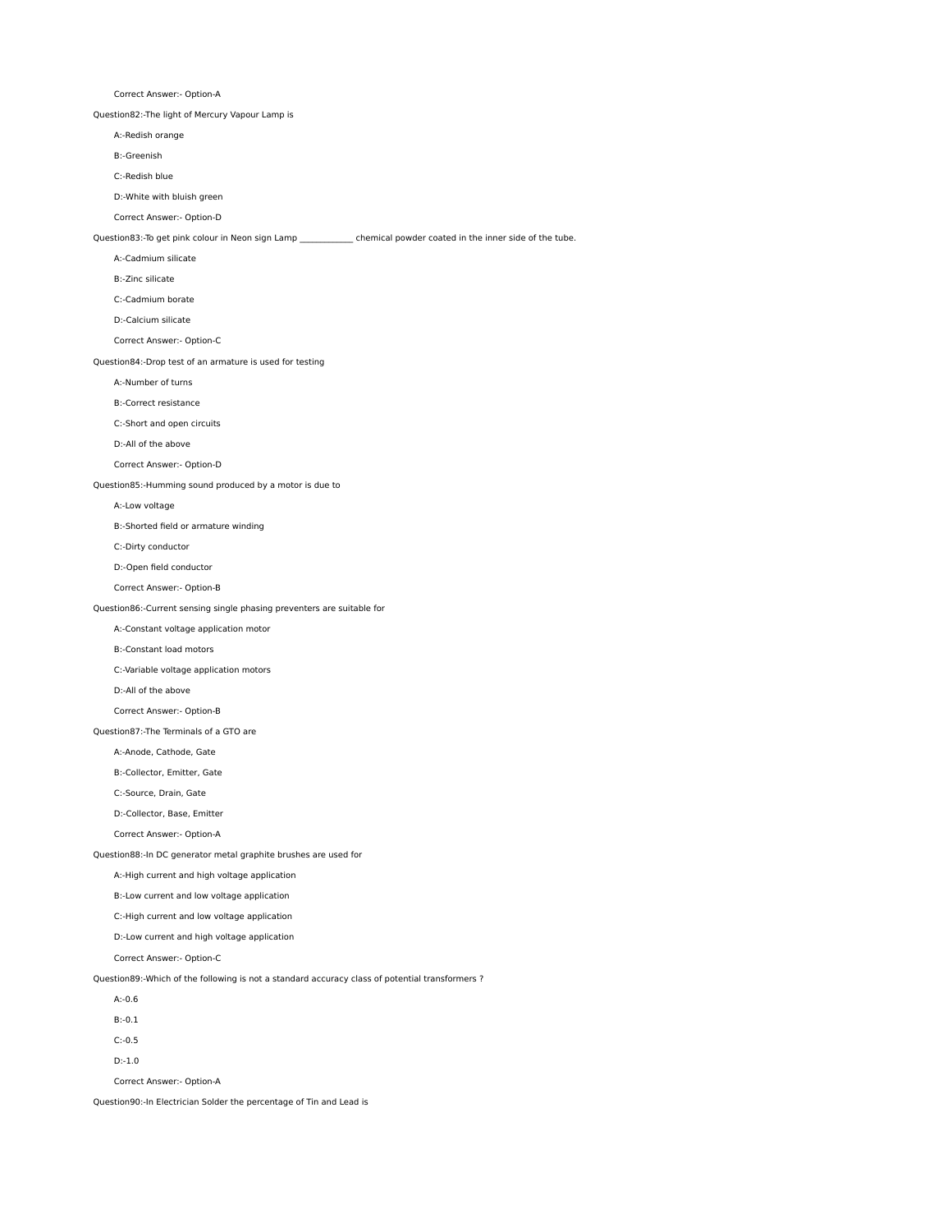Correct Answer:- Option-A

Question82:-The light of Mercury Vapour Lamp is

A:-Redish orange

B:-Greenish

C:-Redish blue

D:-White with bluish green

Correct Answer:- Option-D

Question83:-To get pink colour in Neon sign Lamp ____________ chemical powder coated in the inner side of the tube.

A:-Cadmium silicate

B:-Zinc silicate

C:-Cadmium borate

D:-Calcium silicate

Correct Answer:- Option-C

Question84:-Drop test of an armature is used for testing

A:-Number of turns

B:-Correct resistance

C:-Short and open circuits

D:-All of the above

Correct Answer:- Option-D

Question85:-Humming sound produced by a motor is due to

A:-Low voltage

B:-Shorted field or armature winding

C:-Dirty conductor

D:-Open field conductor

Correct Answer:- Option-B

Question86:-Current sensing single phasing preventers are suitable for

A:-Constant voltage application motor

B:-Constant load motors

C:-Variable voltage application motors

D:-All of the above

Correct Answer:- Option-B

Question87:-The Terminals of a GTO are

A:-Anode, Cathode, Gate

B:-Collector, Emitter, Gate

C:-Source, Drain, Gate

D:-Collector, Base, Emitter

Correct Answer:- Option-A

Question88:-In DC generator metal graphite brushes are used for

A:-High current and high voltage application

B:-Low current and low voltage application

C:-High current and low voltage application

D:-Low current and high voltage application

Correct Answer:- Option-C

Question89:-Which of the following is not a standard accuracy class of potential transformers ?

A:-0.6

B:-0.1

C:-0.5

D:-1.0

Correct Answer:- Option-A

Question90:-In Electrician Solder the percentage of Tin and Lead is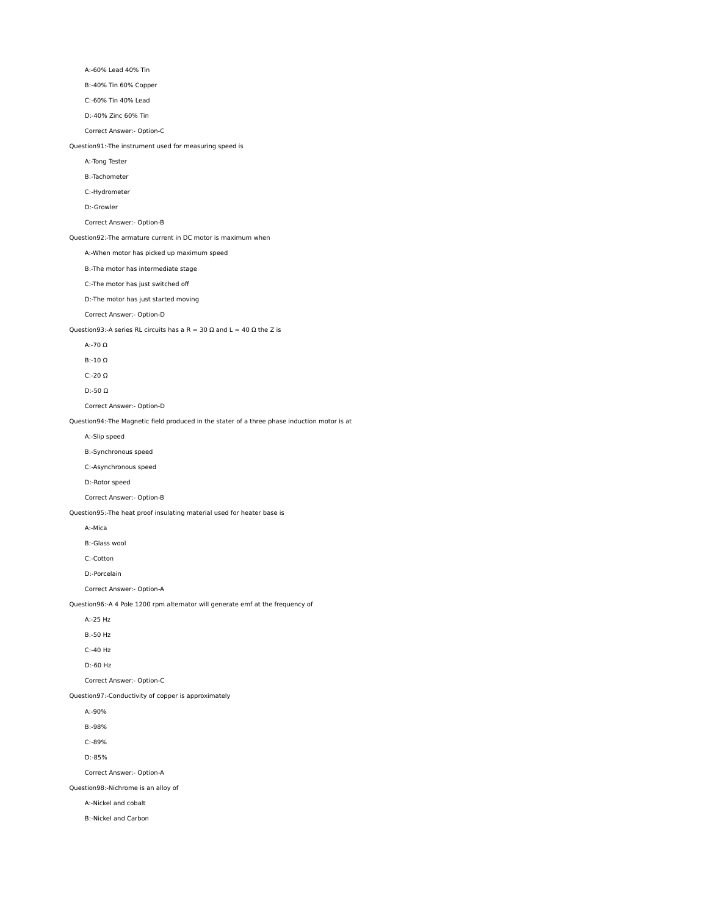A:-60% Lead 40% Tin

B:-40% Tin 60% Copper

C:-60% Tin 40% Lead

D:-40% Zinc 60% Tin

Correct Answer:- Option-C

Question91:-The instrument used for measuring speed is

A:-Tong Tester

B:-Tachometer

C:-Hydrometer

D:-Growler

Correct Answer:- Option-B

Question92:-The armature current in DC motor is maximum when

A:-When motor has picked up maximum speed

B:-The motor has intermediate stage

C:-The motor has just switched off

D:-The motor has just started moving

Correct Answer:- Option-D

Question93:-A series RL circuits has a R = 30 Ω and L = 40 Ω the Z is

A:-70 Ω

B:-10 Ω

C:-20 Ω

D:-50 Ω

Correct Answer:- Option-D

Question94:-The Magnetic field produced in the stater of a three phase induction motor is at

A:-Slip speed

B:-Synchronous speed

C:-Asynchronous speed

D:-Rotor speed

Correct Answer:- Option-B

Question95:-The heat proof insulating material used for heater base is

A:-Mica

B:-Glass wool

C:-Cotton

D:-Porcelain

Correct Answer:- Option-A

Question96:-A 4 Pole 1200 rpm alternator will generate emf at the frequency of

A:-25 Hz

B:-50 Hz

C:-40 Hz

D:-60 Hz

Correct Answer:- Option-C

Question97:-Conductivity of copper is approximately

A:-90%

B:-98%

C:-89%

D:-85%

Correct Answer:- Option-A

Question98:-Nichrome is an alloy of

A:-Nickel and cobalt

B:-Nickel and Carbon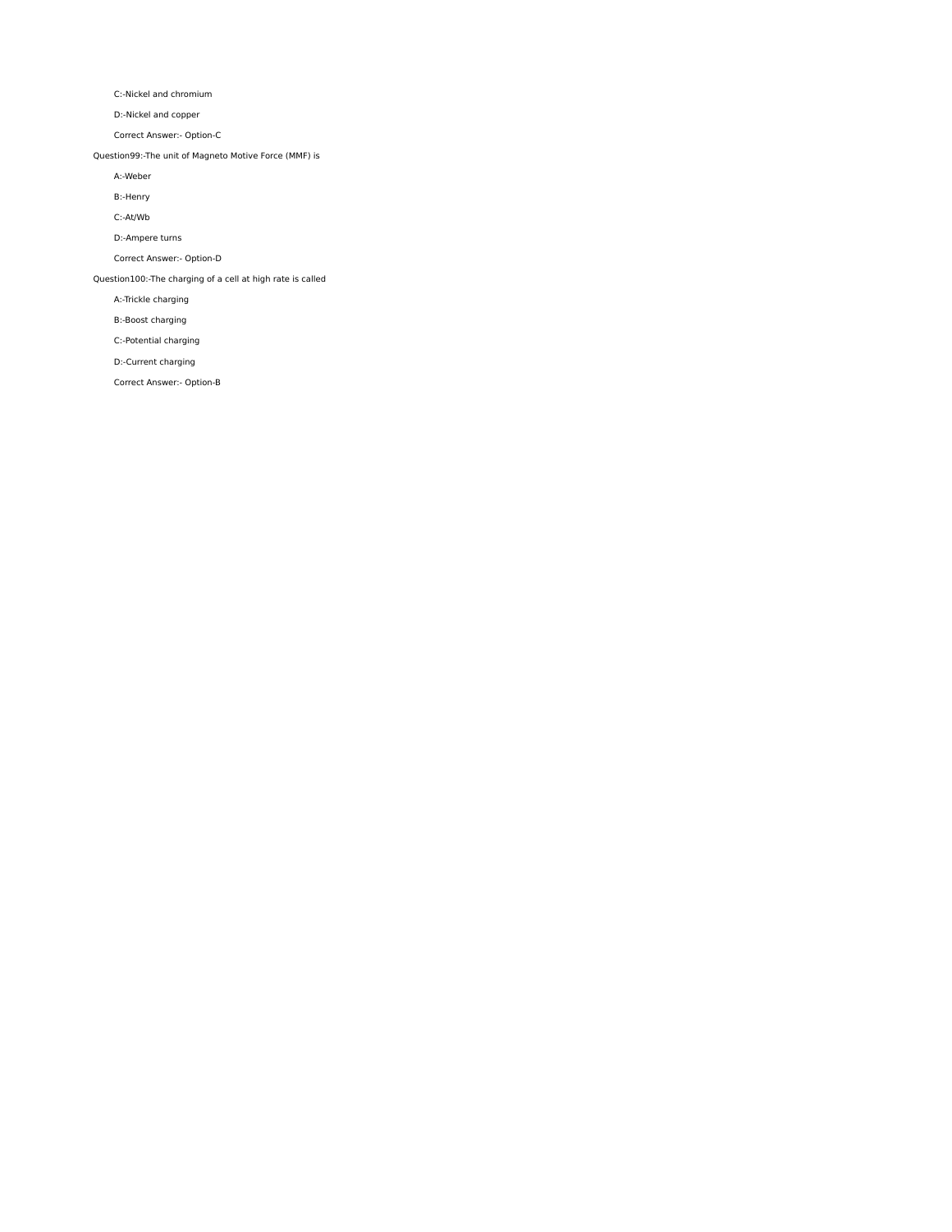C:-Nickel and chromium

D:-Nickel and copper

Correct Answer:- Option-C

Question99:-The unit of Magneto Motive Force (MMF) is

A:-Weber

B:-Henry

C:-At/Wb

D:-Ampere turns

Correct Answer:- Option-D

Question100:-The charging of a cell at high rate is called

A:-Trickle charging

B:-Boost charging

C:-Potential charging

D:-Current charging

Correct Answer:- Option-B